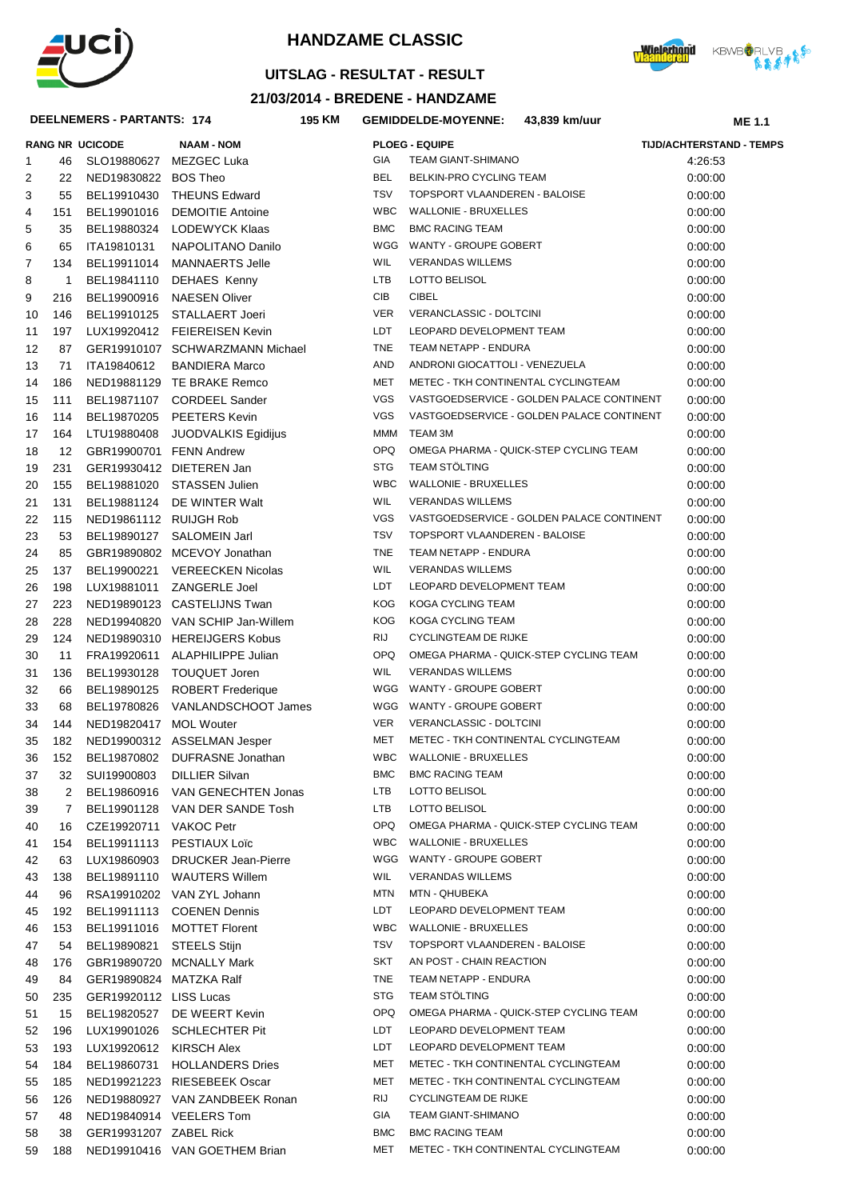# HANDZAME CLASSIC

## UITSLAG - RESULTAT - RESULT

### 21/03/2014 - BREDENE - HANDZAME

**DEELNEMERS - PARTANTS: 174** | **195 KM** | **GEMIDDELDE-MOYENNE: 43,839 km/uur** | **ME 1.1**

| RANG | NR | UCICODE | NAAM - NOM | PLOEG - EQUIPE | | TIJD/ACHTERSTAND - TEMPS |
|---|---|---|---|---|---|---|
| 1 | 46 | SLO19880627 | MEZGEC Luka | GIA | TEAM GIANT-SHIMANO | 4:26:53 |
| 2 | 22 | NED19830822 | BOS Theo | BEL | BELKIN-PRO CYCLING TEAM | 0:00:00 |
| 3 | 55 | BEL19910430 | THEUNS Edward | TSV | TOPSPORT VLAANDEREN - BALOISE | 0:00:00 |
| 4 | 151 | BEL19901016 | DEMOITIE Antoine | WBC | WALLONIE - BRUXELLES | 0:00:00 |
| 5 | 35 | BEL19880324 | LODEWYCK Klaas | BMC | BMC RACING TEAM | 0:00:00 |
| 6 | 65 | ITA19810131 | NAPOLITANO Danilo | WGG | WANTY - GROUPE GOBERT | 0:00:00 |
| 7 | 134 | BEL19911014 | MANNAERTS Jelle | WIL | VERANDAS WILLEMS | 0:00:00 |
| 8 | 1 | BEL19841110 | DEHAES Kenny | LTB | LOTTO BELISOL | 0:00:00 |
| 9 | 216 | BEL19900916 | NAESEN Oliver | CIB | CIBEL | 0:00:00 |
| 10 | 146 | BEL19910125 | STALLAERT Joeri | VER | VERANCLASSIC - DOLTCINI | 0:00:00 |
| 11 | 197 | LUX19920412 | FEIEREISEN Kevin | LDT | LEOPARD DEVELOPMENT TEAM | 0:00:00 |
| 12 | 87 | GER19910107 | SCHWARZMANN Michael | TNE | TEAM NETAPP - ENDURA | 0:00:00 |
| 13 | 71 | ITA19840612 | BANDIERA Marco | AND | ANDRONI GIOCATTOLI - VENEZUELA | 0:00:00 |
| 14 | 186 | NED19881129 | TE BRAKE Remco | MET | METEC - TKH CONTINENTAL CYCLINGTEAM | 0:00:00 |
| 15 | 111 | BEL19871107 | CORDEEL Sander | VGS | VASTGOEDSERVICE - GOLDEN PALACE CONTINENT | 0:00:00 |
| 16 | 114 | BEL19870205 | PEETERS Kevin | VGS | VASTGOEDSERVICE - GOLDEN PALACE CONTINENT | 0:00:00 |
| 17 | 164 | LTU19880408 | JUODVALKIS Egidijus | MMM | TEAM 3M | 0:00:00 |
| 18 | 12 | GBR19900701 | FENN Andrew | OPQ | OMEGA PHARMA - QUICK-STEP CYCLING TEAM | 0:00:00 |
| 19 | 231 | GER19930412 | DIETEREN Jan | STG | TEAM STÖLTING | 0:00:00 |
| 20 | 155 | BEL19881020 | STASSEN Julien | WBC | WALLONIE - BRUXELLES | 0:00:00 |
| 21 | 131 | BEL19881124 | DE WINTER Walt | WIL | VERANDAS WILLEMS | 0:00:00 |
| 22 | 115 | NED19861112 | RUIJGH Rob | VGS | VASTGOEDSERVICE - GOLDEN PALACE CONTINENT | 0:00:00 |
| 23 | 53 | BEL19890127 | SALOMEIN Jarl | TSV | TOPSPORT VLAANDEREN - BALOISE | 0:00:00 |
| 24 | 85 | GBR19890802 | MCEVOY Jonathan | TNE | TEAM NETAPP - ENDURA | 0:00:00 |
| 25 | 137 | BEL19900221 | VEREECKEN Nicolas | WIL | VERANDAS WILLEMS | 0:00:00 |
| 26 | 198 | LUX19881011 | ZANGERLE Joel | LDT | LEOPARD DEVELOPMENT TEAM | 0:00:00 |
| 27 | 223 | NED19890123 | CASTELIJNS Twan | KOG | KOGA CYCLING TEAM | 0:00:00 |
| 28 | 228 | NED19940820 | VAN SCHIP Jan-Willem | KOG | KOGA CYCLING TEAM | 0:00:00 |
| 29 | 124 | NED19890310 | HEREIJGERS Kobus | RIJ | CYCLINGTEAM DE RIJKE | 0:00:00 |
| 30 | 11 | FRA19920611 | ALAPHILIPPE Julian | OPQ | OMEGA PHARMA - QUICK-STEP CYCLING TEAM | 0:00:00 |
| 31 | 136 | BEL19930128 | TOUQUET Joren | WIL | VERANDAS WILLEMS | 0:00:00 |
| 32 | 66 | BEL19890125 | ROBERT Frederique | WGG | WANTY - GROUPE GOBERT | 0:00:00 |
| 33 | 68 | BEL19780826 | VANLANDSCHOOT James | WGG | WANTY - GROUPE GOBERT | 0:00:00 |
| 34 | 144 | NED19820417 | MOL Wouter | VER | VERANCLASSIC - DOLTCINI | 0:00:00 |
| 35 | 182 | NED19900312 | ASSELMAN Jesper | MET | METEC - TKH CONTINENTAL CYCLINGTEAM | 0:00:00 |
| 36 | 152 | BEL19870802 | DUFRASNE Jonathan | WBC | WALLONIE - BRUXELLES | 0:00:00 |
| 37 | 32 | SUI19900803 | DILLIER Silvan | BMC | BMC RACING TEAM | 0:00:00 |
| 38 | 2 | BEL19860916 | VAN GENECHTEN Jonas | LTB | LOTTO BELISOL | 0:00:00 |
| 39 | 7 | BEL19901128 | VAN DER SANDE Tosh | LTB | LOTTO BELISOL | 0:00:00 |
| 40 | 16 | CZE19920711 | VAKOC Petr | OPQ | OMEGA PHARMA - QUICK-STEP CYCLING TEAM | 0:00:00 |
| 41 | 154 | BEL19911113 | PESTIAUX Loïc | WBC | WALLONIE - BRUXELLES | 0:00:00 |
| 42 | 63 | LUX19860903 | DRUCKER Jean-Pierre | WGG | WANTY - GROUPE GOBERT | 0:00:00 |
| 43 | 138 | BEL19891110 | WAUTERS Willem | WIL | VERANDAS WILLEMS | 0:00:00 |
| 44 | 96 | RSA19910202 | VAN ZYL Johann | MTN | MTN - QHUBEKA | 0:00:00 |
| 45 | 192 | BEL19911113 | COENEN Dennis | LDT | LEOPARD DEVELOPMENT TEAM | 0:00:00 |
| 46 | 153 | BEL19911016 | MOTTET Florent | WBC | WALLONIE - BRUXELLES | 0:00:00 |
| 47 | 54 | BEL19890821 | STEELS Stijn | TSV | TOPSPORT VLAANDEREN - BALOISE | 0:00:00 |
| 48 | 176 | GBR19890720 | MCNALLY Mark | SKT | AN POST - CHAIN REACTION | 0:00:00 |
| 49 | 84 | GER19890824 | MATZKA Ralf | TNE | TEAM NETAPP - ENDURA | 0:00:00 |
| 50 | 235 | GER19920112 | LISS Lucas | STG | TEAM STÖLTING | 0:00:00 |
| 51 | 15 | BEL19820527 | DE WEERT Kevin | OPQ | OMEGA PHARMA - QUICK-STEP CYCLING TEAM | 0:00:00 |
| 52 | 196 | LUX19901026 | SCHLECHTER Pit | LDT | LEOPARD DEVELOPMENT TEAM | 0:00:00 |
| 53 | 193 | LUX19920612 | KIRSCH Alex | LDT | LEOPARD DEVELOPMENT TEAM | 0:00:00 |
| 54 | 184 | BEL19860731 | HOLLANDERS Dries | MET | METEC - TKH CONTINENTAL CYCLINGTEAM | 0:00:00 |
| 55 | 185 | NED19921223 | RIESEBEEK Oscar | MET | METEC - TKH CONTINENTAL CYCLINGTEAM | 0:00:00 |
| 56 | 126 | NED19880927 | VAN ZANDBEEK Ronan | RIJ | CYCLINGTEAM DE RIJKE | 0:00:00 |
| 57 | 48 | NED19840914 | VEELERS Tom | GIA | TEAM GIANT-SHIMANO | 0:00:00 |
| 58 | 38 | GER19931207 | ZABEL Rick | BMC | BMC RACING TEAM | 0:00:00 |
| 59 | 188 | NED19910416 | VAN GOETHEM Brian | MET | METEC - TKH CONTINENTAL CYCLINGTEAM | 0:00:00 |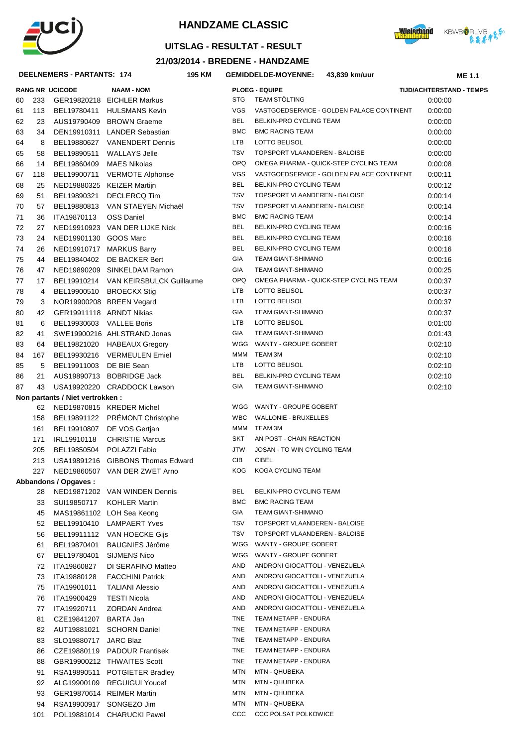# HANDZAME CLASSIC

## UITSLAG - RESULTAT - RESULT

### 21/03/2014 - BREDENE - HANDZAME

**DEELNEMERS - PARTANTS: 174** **195 KM** **GEMIDDELDE-MOYENNE: 43,839 km/uur** **ME 1.1**

| RANG | NR | UCICODE | NAAM - NOM | PLOEG - EQUIPE | | TIJD/ACHTERSTAND - TEMPS |
|---|---|---|---|---|---|---|
| 60 | 233 | GER19820218 | EICHLER Markus | STG | TEAM STÖLTING | 0:00:00 |
| 61 | 113 | BEL19780411 | HULSMANS Kevin | VGS | VASTGOEDSERVICE - GOLDEN PALACE CONTINENT | 0:00:00 |
| 62 | 23 | AUS19790409 | BROWN Graeme | BEL | BELKIN-PRO CYCLING TEAM | 0:00:00 |
| 63 | 34 | DEN19910311 | LANDER Sebastian | BMC | BMC RACING TEAM | 0:00:00 |
| 64 | 8 | BEL19880627 | VANENDERT Dennis | LTB | LOTTO BELISOL | 0:00:00 |
| 65 | 58 | BEL19890511 | WALLAYS Jelle | TSV | TOPSPORT VLAANDEREN - BALOISE | 0:00:00 |
| 66 | 14 | BEL19860409 | MAES Nikolas | OPQ | OMEGA PHARMA - QUICK-STEP CYCLING TEAM | 0:00:08 |
| 67 | 118 | BEL19900711 | VERMOTE Alphonse | VGS | VASTGOEDSERVICE - GOLDEN PALACE CONTINENT | 0:00:11 |
| 68 | 25 | NED19880325 | KEIZER Martijn | BEL | BELKIN-PRO CYCLING TEAM | 0:00:12 |
| 69 | 51 | BEL19890321 | DECLERCQ Tim | TSV | TOPSPORT VLAANDEREN - BALOISE | 0:00:14 |
| 70 | 57 | BEL19880813 | VAN STAEYEN Michaël | TSV | TOPSPORT VLAANDEREN - BALOISE | 0:00:14 |
| 71 | 36 | ITA19870113 | OSS Daniel | BMC | BMC RACING TEAM | 0:00:14 |
| 72 | 27 | NED19910923 | VAN DER LIJKE Nick | BEL | BELKIN-PRO CYCLING TEAM | 0:00:16 |
| 73 | 24 | NED19901130 | GOOS Marc | BEL | BELKIN-PRO CYCLING TEAM | 0:00:16 |
| 74 | 26 | NED19910717 | MARKUS Barry | BEL | BELKIN-PRO CYCLING TEAM | 0:00:16 |
| 75 | 44 | BEL19840402 | DE BACKER Bert | GIA | TEAM GIANT-SHIMANO | 0:00:16 |
| 76 | 47 | NED19890209 | SINKELDAM Ramon | GIA | TEAM GIANT-SHIMANO | 0:00:25 |
| 77 | 17 | BEL19910214 | VAN KEIRSBULCK Guillaume | OPQ | OMEGA PHARMA - QUICK-STEP CYCLING TEAM | 0:00:37 |
| 78 | 4 | BEL19900510 | BROECKX Stig | LTB | LOTTO BELISOL | 0:00:37 |
| 79 | 3 | NOR19900208 | BREEN Vegard | LTB | LOTTO BELISOL | 0:00:37 |
| 80 | 42 | GER19911118 | ARNDT Nikias | GIA | TEAM GIANT-SHIMANO | 0:00:37 |
| 81 | 6 | BEL19930603 | VALLEE Boris | LTB | LOTTO BELISOL | 0:01:00 |
| 82 | 41 | SWE19900216 | AHLSTRAND Jonas | GIA | TEAM GIANT-SHIMANO | 0:01:43 |
| 83 | 64 | BEL19821020 | HABEAUX Gregory | WGG | WANTY - GROUPE GOBERT | 0:02:10 |
| 84 | 167 | BEL19930216 | VERMEULEN Emiel | MMM | TEAM 3M | 0:02:10 |
| 85 | 5 | BEL19911003 | DE BIE Sean | LTB | LOTTO BELISOL | 0:02:10 |
| 86 | 21 | AUS19890713 | BOBRIDGE Jack | BEL | BELKIN-PRO CYCLING TEAM | 0:02:10 |
| 87 | 43 | USA19920220 | CRADDOCK Lawson | GIA | TEAM GIANT-SHIMANO | 0:02:10 |

**Non partants / Niet vertrokken :**

| NR | UCICODE | NAAM - NOM | PLOEG - EQUIPE | |
|---|---|---|---|---|
| 62 | NED19870815 | KREDER Michel | WGG | WANTY - GROUPE GOBERT |
| 158 | BEL19891122 | PRÉMONT Christophe | WBC | WALLONIE - BRUXELLES |
| 161 | BEL19910807 | DE VOS Gertjan | MMM | TEAM 3M |
| 171 | IRL19910118 | CHRISTIE Marcus | SKT | AN POST - CHAIN REACTION |
| 205 | BEL19850504 | POLAZZI Fabio | JTW | JOSAN - TO WIN CYCLING TEAM |
| 213 | USA19891216 | GIBBONS Thomas Edward | CIB | CIBEL |
| 227 | NED19860507 | VAN DER ZWET Arno | KOG | KOGA CYCLING TEAM |

**Abbandons / Opgaves :**

| NR | UCICODE | NAAM - NOM | PLOEG - EQUIPE | |
|---|---|---|---|---|
| 28 | NED19871202 | VAN WINDEN Dennis | BEL | BELKIN-PRO CYCLING TEAM |
| 33 | SUI19850717 | KOHLER Martin | BMC | BMC RACING TEAM |
| 45 | MAS19861102 | LOH Sea Keong | GIA | TEAM GIANT-SHIMANO |
| 52 | BEL19910410 | LAMPAERT Yves | TSV | TOPSPORT VLAANDEREN - BALOISE |
| 56 | BEL19911112 | VAN HOECKE Gijs | TSV | TOPSPORT VLAANDEREN - BALOISE |
| 61 | BEL19870401 | BAUGNIES Jérôme | WGG | WANTY - GROUPE GOBERT |
| 67 | BEL19780401 | SIJMENS Nico | WGG | WANTY - GROUPE GOBERT |
| 72 | ITA19860827 | DI SERAFINO Matteo | AND | ANDRONI GIOCATTOLI - VENEZUELA |
| 73 | ITA19880128 | FACCHINI Patrick | AND | ANDRONI GIOCATTOLI - VENEZUELA |
| 75 | ITA19901011 | TALIANI Alessio | AND | ANDRONI GIOCATTOLI - VENEZUELA |
| 76 | ITA19900429 | TESTI Nicola | AND | ANDRONI GIOCATTOLI - VENEZUELA |
| 77 | ITA19920711 | ZORDAN Andrea | AND | ANDRONI GIOCATTOLI - VENEZUELA |
| 81 | CZE19841207 | BARTA Jan | TNE | TEAM NETAPP - ENDURA |
| 82 | AUT19881021 | SCHORN Daniel | TNE | TEAM NETAPP - ENDURA |
| 83 | SLO19880717 | JARC Blaz | TNE | TEAM NETAPP - ENDURA |
| 86 | CZE19880119 | PADOUR Frantisek | TNE | TEAM NETAPP - ENDURA |
| 88 | GBR19900212 | THWAITES Scott | TNE | TEAM NETAPP - ENDURA |
| 91 | RSA19890511 | POTGIETER Bradley | MTN | MTN - QHUBEKA |
| 92 | ALG19900109 | REGUIGUI Youcef | MTN | MTN - QHUBEKA |
| 93 | GER19870614 | REIMER Martin | MTN | MTN - QHUBEKA |
| 94 | RSA19900917 | SONGEZO Jim | MTN | MTN - QHUBEKA |
| 101 | POL19881014 | CHARUCKI Pawel | CCC | CCC POLSAT POLKOWICE |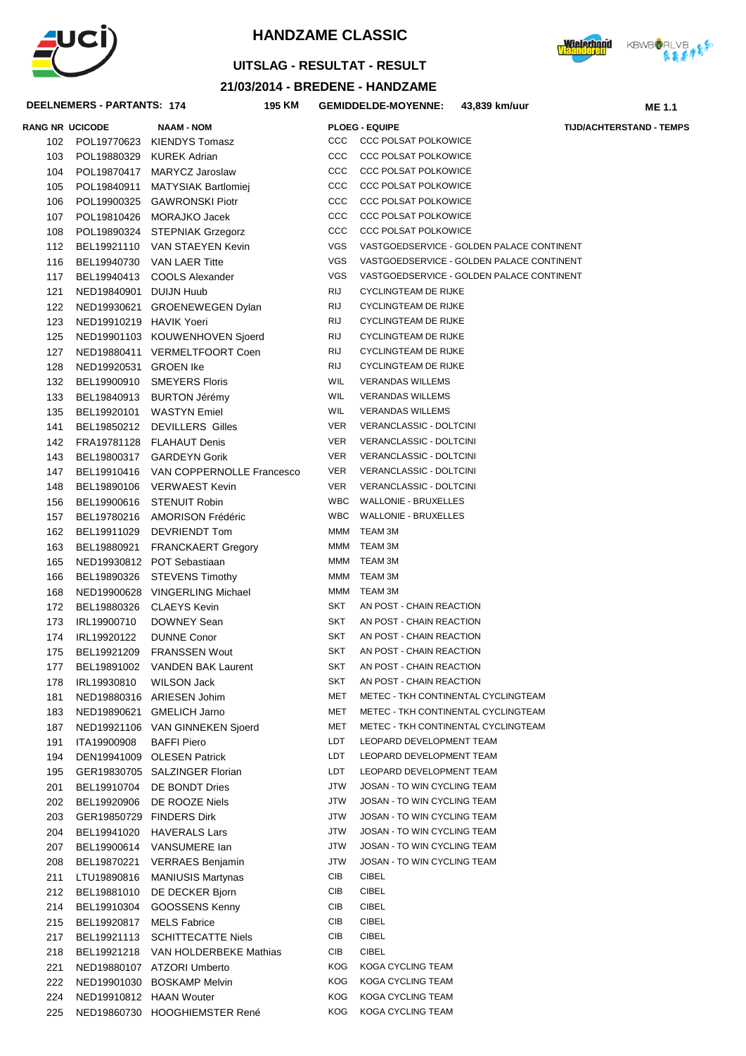# HANDZAME CLASSIC

## UITSLAG - RESULTAT - RESULT

### 21/03/2014 - BREDENE - HANDZAME

**DEELNEMERS - PARTANTS: 174** | **195 KM** | **GEMIDDELDE-MOYENNE: 43,839 km/uur** | **ME 1.1**

| RANG NR | UCICODE | NAAM - NOM | PLOEG - EQUIPE | | TIJD/ACHTERSTAND - TEMPS |
|---|---|---|---|---|---|
| 102 | POL19770623 | KIENDYS Tomasz | CCC | CCC POLSAT POLKOWICE | |
| 103 | POL19880329 | KUREK Adrian | CCC | CCC POLSAT POLKOWICE | |
| 104 | POL19870417 | MARYCZ Jaroslaw | CCC | CCC POLSAT POLKOWICE | |
| 105 | POL19840911 | MATYSIAK Bartlomiej | CCC | CCC POLSAT POLKOWICE | |
| 106 | POL19900325 | GAWRONSKI Piotr | CCC | CCC POLSAT POLKOWICE | |
| 107 | POL19810426 | MORAJKO Jacek | CCC | CCC POLSAT POLKOWICE | |
| 108 | POL19890324 | STEPNIAK Grzegorz | CCC | CCC POLSAT POLKOWICE | |
| 112 | BEL19921110 | VAN STAEYEN Kevin | VGS | VASTGOEDSERVICE - GOLDEN PALACE CONTINENT | |
| 116 | BEL19940730 | VAN LAER Titte | VGS | VASTGOEDSERVICE - GOLDEN PALACE CONTINENT | |
| 117 | BEL19940413 | COOLS Alexander | VGS | VASTGOEDSERVICE - GOLDEN PALACE CONTINENT | |
| 121 | NED19840901 | DUIJN Huub | RIJ | CYCLINGTEAM DE RIJKE | |
| 122 | NED19930621 | GROENEWEGEN Dylan | RIJ | CYCLINGTEAM DE RIJKE | |
| 123 | NED19910219 | HAVIK Yoeri | RIJ | CYCLINGTEAM DE RIJKE | |
| 125 | NED19901103 | KOUWENHOVEN Sjoerd | RIJ | CYCLINGTEAM DE RIJKE | |
| 127 | NED19880411 | VERMELTFOORT Coen | RIJ | CYCLINGTEAM DE RIJKE | |
| 128 | NED19920531 | GROEN Ike | RIJ | CYCLINGTEAM DE RIJKE | |
| 132 | BEL19900910 | SMEYERS Floris | WIL | VERANDAS WILLEMS | |
| 133 | BEL19840913 | BURTON Jérémy | WIL | VERANDAS WILLEMS | |
| 135 | BEL19920101 | WASTYN Emiel | WIL | VERANDAS WILLEMS | |
| 141 | BEL19850212 | DEVILLERS Gilles | VER | VERANCLASSIC - DOLTCINI | |
| 142 | FRA19781128 | FLAHAUT Denis | VER | VERANCLASSIC - DOLTCINI | |
| 143 | BEL19800317 | GARDEYN Gorik | VER | VERANCLASSIC - DOLTCINI | |
| 147 | BEL19910416 | VAN COPPERNOLLE Francesco | VER | VERANCLASSIC - DOLTCINI | |
| 148 | BEL19890106 | VERWAEST Kevin | VER | VERANCLASSIC - DOLTCINI | |
| 156 | BEL19900616 | STENUIT Robin | WBC | WALLONIE - BRUXELLES | |
| 157 | BEL19780216 | AMORISON Frédéric | WBC | WALLONIE - BRUXELLES | |
| 162 | BEL19911029 | DEVRIENDT Tom | MMM | TEAM 3M | |
| 163 | BEL19880921 | FRANCKAERT Gregory | MMM | TEAM 3M | |
| 165 | NED19930812 | POT Sebastiaan | MMM | TEAM 3M | |
| 166 | BEL19890326 | STEVENS Timothy | MMM | TEAM 3M | |
| 168 | NED19900628 | VINGERLING Michael | MMM | TEAM 3M | |
| 172 | BEL19880326 | CLAEYS Kevin | SKT | AN POST - CHAIN REACTION | |
| 173 | IRL19900710 | DOWNEY Sean | SKT | AN POST - CHAIN REACTION | |
| 174 | IRL19920122 | DUNNE Conor | SKT | AN POST - CHAIN REACTION | |
| 175 | BEL19921209 | FRANSSEN Wout | SKT | AN POST - CHAIN REACTION | |
| 177 | BEL19891002 | VANDEN BAK Laurent | SKT | AN POST - CHAIN REACTION | |
| 178 | IRL19930810 | WILSON Jack | SKT | AN POST - CHAIN REACTION | |
| 181 | NED19880316 | ARIESEN Johim | MET | METEC - TKH CONTINENTAL CYCLINGTEAM | |
| 183 | NED19890621 | GMELICH Jarno | MET | METEC - TKH CONTINENTAL CYCLINGTEAM | |
| 187 | NED19921106 | VAN GINNEKEN Sjoerd | MET | METEC - TKH CONTINENTAL CYCLINGTEAM | |
| 191 | ITA19900908 | BAFFI Piero | LDT | LEOPARD DEVELOPMENT TEAM | |
| 194 | DEN19941009 | OLESEN Patrick | LDT | LEOPARD DEVELOPMENT TEAM | |
| 195 | GER19830705 | SALZINGER Florian | LDT | LEOPARD DEVELOPMENT TEAM | |
| 201 | BEL19910704 | DE BONDT Dries | JTW | JOSAN - TO WIN CYCLING TEAM | |
| 202 | BEL19920906 | DE ROOZE Niels | JTW | JOSAN - TO WIN CYCLING TEAM | |
| 203 | GER19850729 | FINDERS Dirk | JTW | JOSAN - TO WIN CYCLING TEAM | |
| 204 | BEL19941020 | HAVERALS Lars | JTW | JOSAN - TO WIN CYCLING TEAM | |
| 207 | BEL19900614 | VANSUMERE Ian | JTW | JOSAN - TO WIN CYCLING TEAM | |
| 208 | BEL19870221 | VERRAES Benjamin | JTW | JOSAN - TO WIN CYCLING TEAM | |
| 211 | LTU19890816 | MANIUSIS Martynas | CIB | CIBEL | |
| 212 | BEL19881010 | DE DECKER Bjorn | CIB | CIBEL | |
| 214 | BEL19910304 | GOOSSENS Kenny | CIB | CIBEL | |
| 215 | BEL19920817 | MELS Fabrice | CIB | CIBEL | |
| 217 | BEL19921113 | SCHITTECATTE Niels | CIB | CIBEL | |
| 218 | BEL19921218 | VAN HOLDERBEKE Mathias | CIB | CIBEL | |
| 221 | NED19880107 | ATZORI Umberto | KOG | KOGA CYCLING TEAM | |
| 222 | NED19901030 | BOSKAMP Melvin | KOG | KOGA CYCLING TEAM | |
| 224 | NED19910812 | HAAN Wouter | KOG | KOGA CYCLING TEAM | |
| 225 | NED19860730 | HOOGHIEMSTER René | KOG | KOGA CYCLING TEAM | |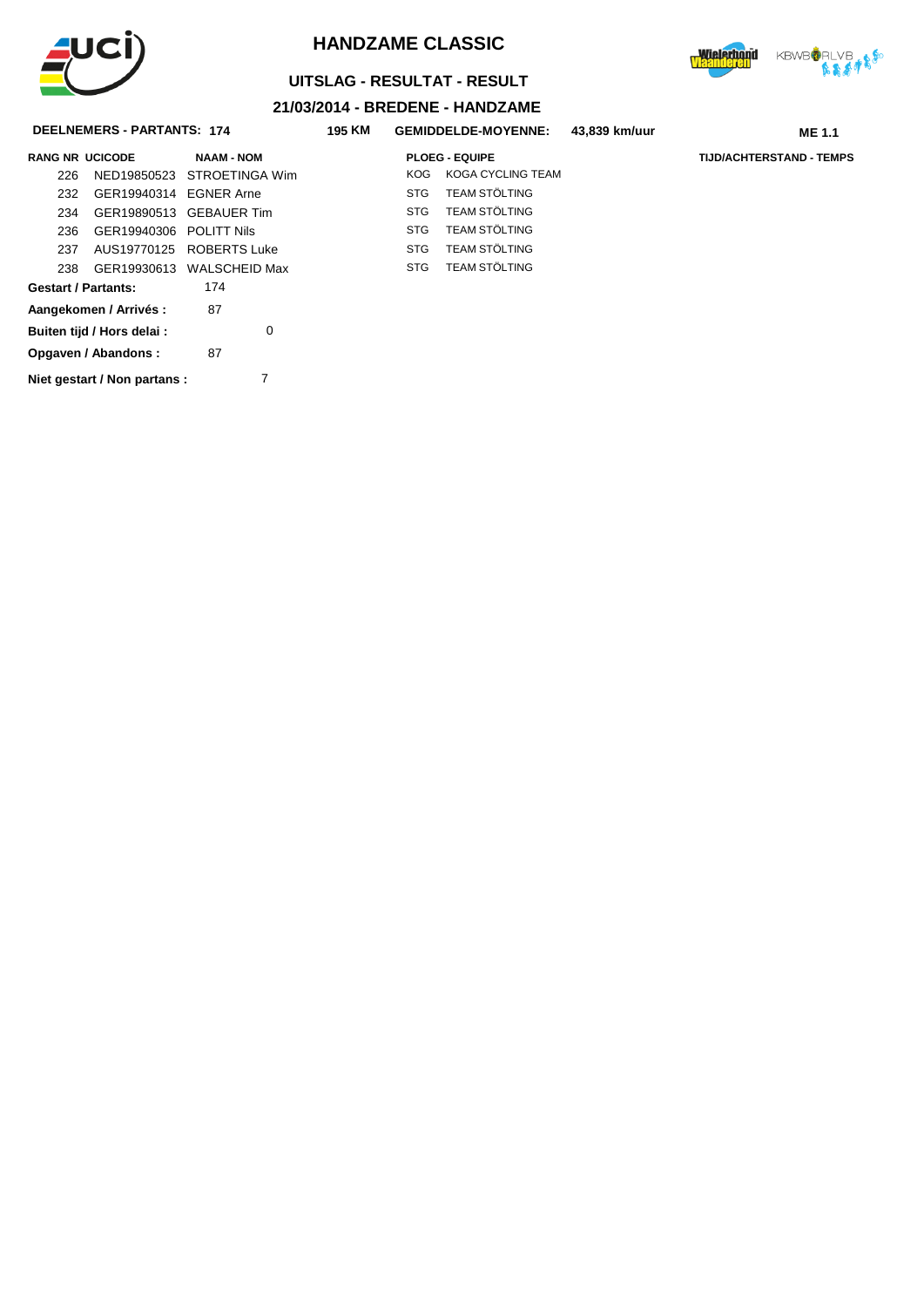# HANDZAME CLASSIC

## UITSLAG - RESULTAT - RESULT

### 21/03/2014 - BREDENE - HANDZAME

**DEELNEMERS - PARTANTS: 174** **195 KM** **GEMIDDELDE-MOYENNE: 43,839 km/uur** **ME 1.1**

| RANG | NR | UCICODE | NAAM - NOM | PLOEG - EQUIPE | | TIJD/ACHTERSTAND - TEMPS |
|---|---|---|---|---|---|---|
| | 226 | NED19850523 | STROETINGA Wim | KOG | KOGA CYCLING TEAM | |
| | 232 | GER19940314 | EGNER Arne | STG | TEAM STÖLTING | |
| | 234 | GER19890513 | GEBAUER Tim | STG | TEAM STÖLTING | |
| | 236 | GER19940306 | POLITT Nils | STG | TEAM STÖLTING | |
| | 237 | AUS19770125 | ROBERTS Luke | STG | TEAM STÖLTING | |
| | 238 | GER19930613 | WALSCHEID Max | STG | TEAM STÖLTING | |

**Gestart / Partants:** 174

**Aangekomen / Arrivés :** 87

**Buiten tijd / Hors delai :** 0

**Opgaven / Abandons :** 87

**Niet gestart / Non partans :** 7